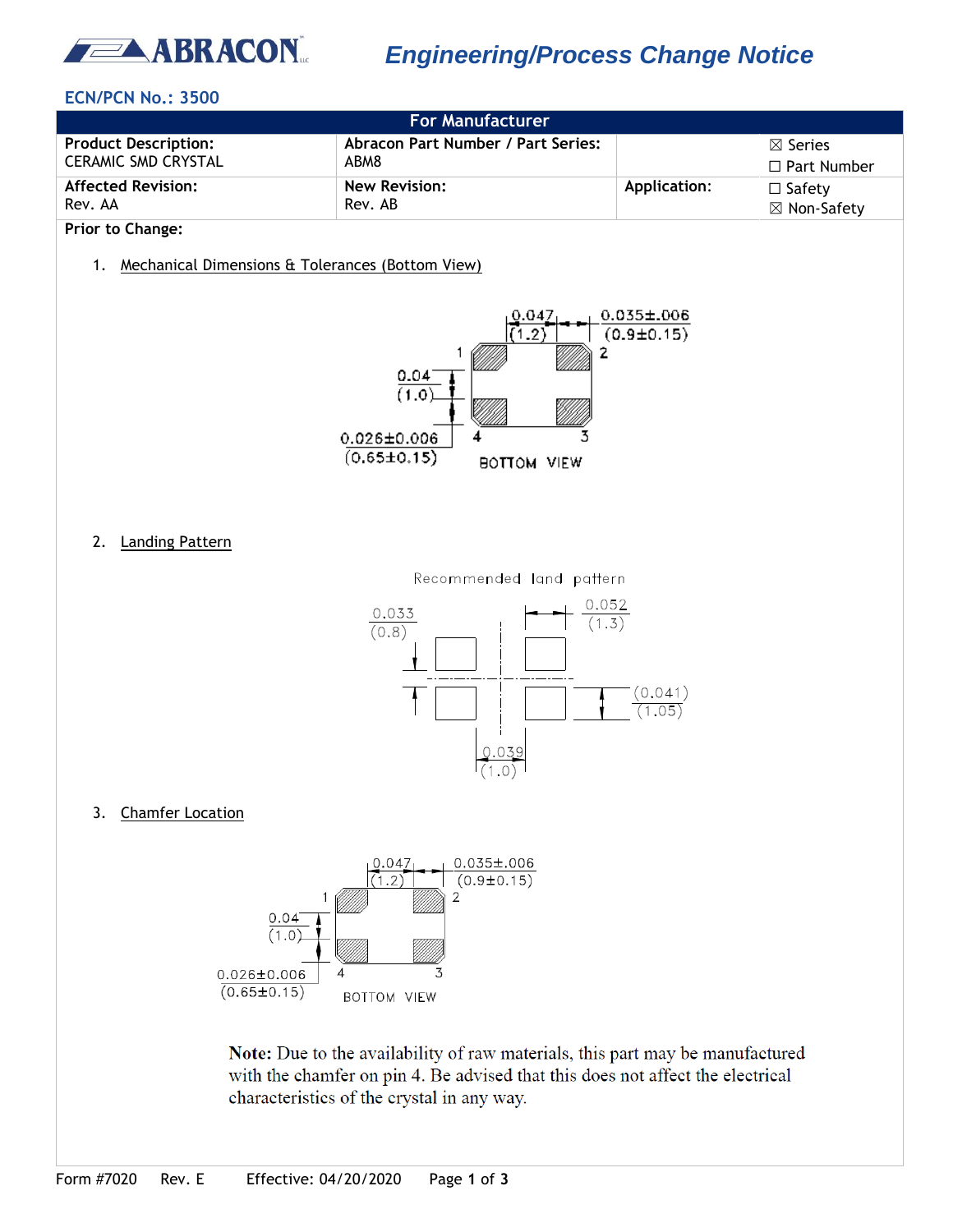# Engineering/Process Change Notice

**ECN/PCN No.: 3500**

| For Manufacturer | | | |
|---|---|---|---|
| **Product Description:** CERAMIC SMD CRYSTAL | **Abracon Part Number / Part Series:** ABM8 | | ☒ Series ☐ Part Number |
| **Affected Revision:** Rev. AA | **New Revision:** Rev. AB | **Application:** | ☐ Safety ☒ Non-Safety |

**Prior to Change:**

1. Mechanical Dimensions & Tolerances (Bottom View)

2. Landing Pattern

3. Chamfer Location

**Note:** Due to the availability of raw materials, this part may be manufactured with the chamfer on pin 4. Be advised that this does not affect the electrical characteristics of the crystal in any way.

Form #7020 Rev. E Effective: 04/20/2020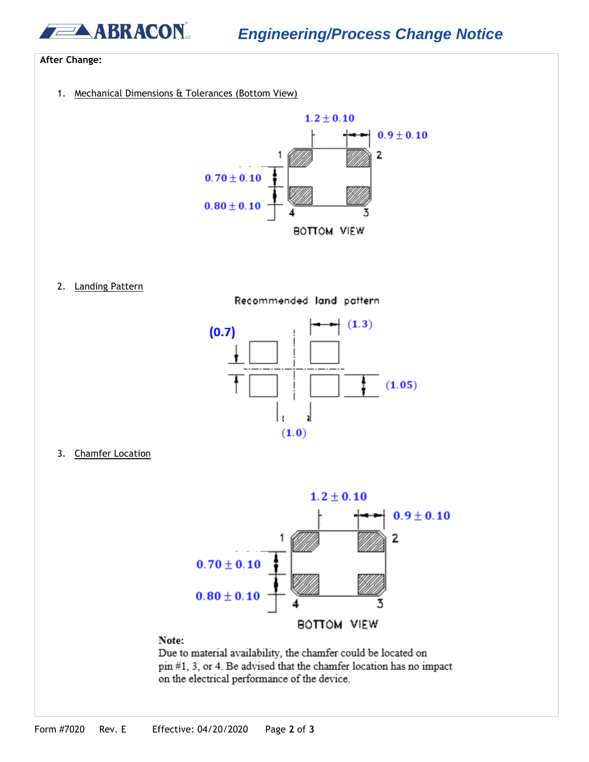**After Change:**

1. Mechanical Dimensions & Tolerances (Bottom View)

1.2 ± 0.10

0.9 ± 0.10

0.70 ± 0.10

0.80 ± 0.10

1 2 4 3

BOTTOM VIEW

2. Landing Pattern

Recommended land pattern

(0.7)

(1.3)

(1.05)

(1.0)

3. Chamfer Location

1.2 ± 0.10

0.9 ± 0.10

0.70 ± 0.10

0.80 ± 0.10

1 2 4 3

BOTTOM VIEW

**Note:**
Due to material availability, the chamfer could be located on pin #1, 3, or 4. Be advised that the chamfer location has no impact on the electrical performance of the device.

Form #7020 Rev. E Effective: 04/20/2020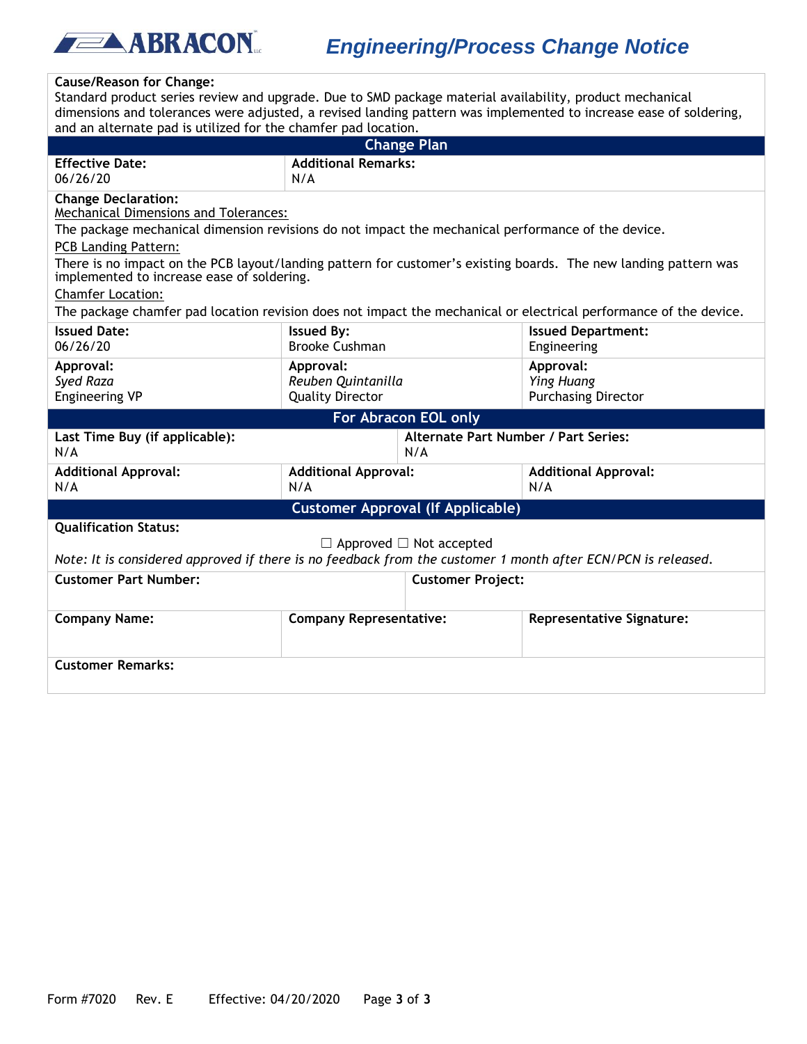# Engineering/Process Change Notice

**Cause/Reason for Change:**
Standard product series review and upgrade. Due to SMD package material availability, product mechanical dimensions and tolerances were adjusted, a revised landing pattern was implemented to increase ease of soldering, and an alternate pad is utilized for the chamfer pad location.

## Change Plan

| | |
|---|---|
| **Effective Date:** 06/26/20 | **Additional Remarks:** N/A |

**Change Declaration:**

Mechanical Dimensions and Tolerances:

The package mechanical dimension revisions do not impact the mechanical performance of the device.

PCB Landing Pattern:

There is no impact on the PCB layout/landing pattern for customer's existing boards. The new landing pattern was implemented to increase ease of soldering.

Chamfer Location:

The package chamfer pad location revision does not impact the mechanical or electrical performance of the device.

| | | |
|---|---|---|
| **Issued Date:** 06/26/20 | **Issued By:** Brooke Cushman | **Issued Department:** Engineering |
| **Approval:** *Syed Raza* Engineering VP | **Approval:** *Reuben Quintanilla* Quality Director | **Approval:** *Ying Huang* Purchasing Director |

## For Abracon EOL only

| | |
|---|---|
| **Last Time Buy (if applicable):** N/A | **Alternate Part Number / Part Series:** N/A |

| | | |
|---|---|---|
| **Additional Approval:** N/A | **Additional Approval:** N/A | **Additional Approval:** N/A |

## Customer Approval (If Applicable)

**Qualification Status:**

☐ Approved ☐ Not accepted

*Note: It is considered approved if there is no feedback from the customer 1 month after ECN/PCN is released.*

| | |
|---|---|
| **Customer Part Number:** | **Customer Project:** |

| | | |
|---|---|---|
| **Company Name:** | **Company Representative:** | **Representative Signature:** |

**Customer Remarks:**

Form #7020 Rev. E Effective: 04/20/2020